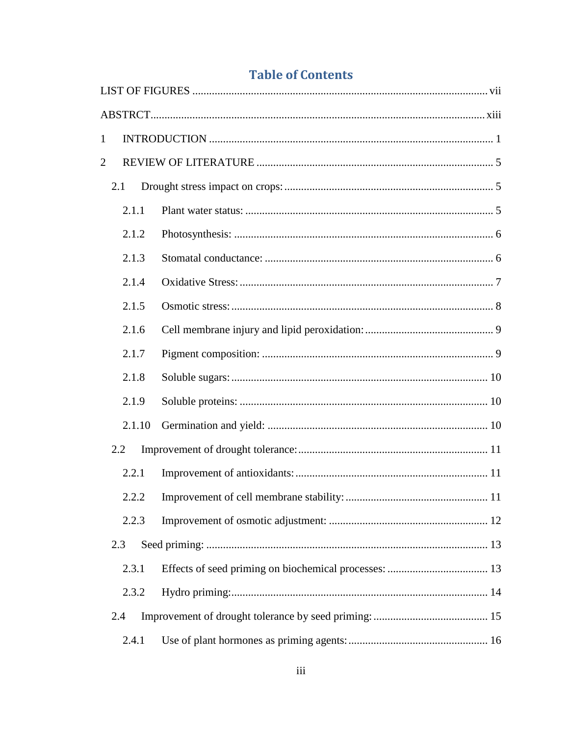# Table of Contents

LIST OF FIGURES ........................................................................................................ vii

ABSTRCT...................................................................................................................... xiii

1 INTRODUCTION ..................................................................................................... 1

2 REVIEW OF LITERATURE ..................................................................................... 5

- 2.1 Drought stress impact on crops: .......................................................................... 5
  - 2.1.1 Plant water status: ......................................................................................... 5
  - 2.1.2 Photosynthesis: ............................................................................................. 6
  - 2.1.3 Stomatal conductance: .................................................................................. 6
  - 2.1.4 Oxidative Stress: ........................................................................................... 7
  - 2.1.5 Osmotic stress: .............................................................................................. 8
  - 2.1.6 Cell membrane injury and lipid peroxidation: .............................................. 9
  - 2.1.7 Pigment composition: ................................................................................... 9
  - 2.1.8 Soluble sugars: ........................................................................................... 10
  - 2.1.9 Soluble proteins: ......................................................................................... 10
  - 2.1.10 Germination and yield: ............................................................................. 10
- 2.2 Improvement of drought tolerance: ................................................................... 11
  - 2.2.1 Improvement of antioxidants: .................................................................... 11
  - 2.2.2 Improvement of cell membrane stability: ................................................... 11
  - 2.2.3 Improvement of osmotic adjustment: ......................................................... 12
- 2.3 Seed priming: ..................................................................................................... 13
  - 2.3.1 Effects of seed priming on biochemical processes: .................................... 13
  - 2.3.2 Hydro priming: ........................................................................................... 14
- 2.4 Improvement of drought tolerance by seed priming: ......................................... 15
  - 2.4.1 Use of plant hormones as priming agents: .................................................. 16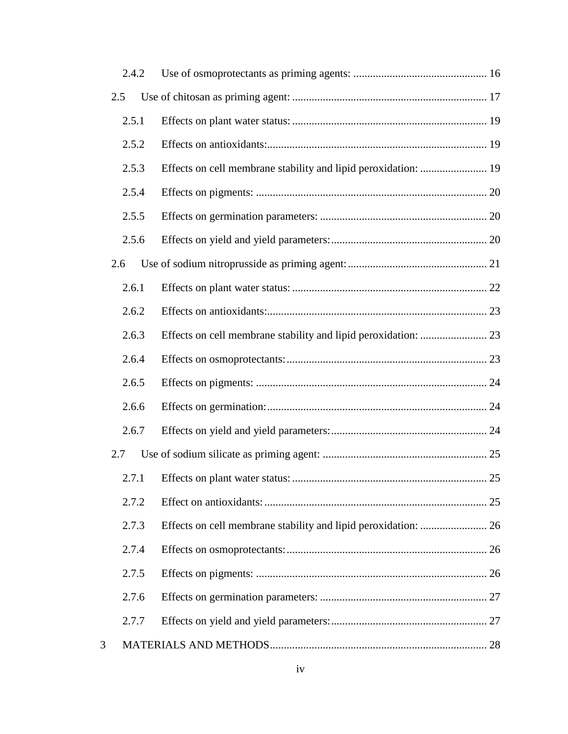2.4.2 Use of osmoprotectants as priming agents: ................................................ 16

2.5 Use of chitosan as priming agent: ...................................................................... 17

2.5.1 Effects on plant water status: ...................................................................... 19

2.5.2 Effects on antioxidants:............................................................................... 19

2.5.3 Effects on cell membrane stability and lipid peroxidation: ........................ 19

2.5.4 Effects on pigments: ................................................................................... 20

2.5.5 Effects on germination parameters: ............................................................ 20

2.5.6 Effects on yield and yield parameters:........................................................ 20

2.6 Use of sodium nitroprusside as priming agent:.................................................. 21

2.6.1 Effects on plant water status: ...................................................................... 22

2.6.2 Effects on antioxidants:............................................................................... 23

2.6.3 Effects on cell membrane stability and lipid peroxidation: ........................ 23

2.6.4 Effects on osmoprotectants:........................................................................ 23

2.6.5 Effects on pigments: ................................................................................... 24

2.6.6 Effects on germination:............................................................................... 24

2.6.7 Effects on yield and yield parameters:........................................................ 24

2.7 Use of sodium silicate as priming agent: ........................................................... 25

2.7.1 Effects on plant water status: ...................................................................... 25

2.7.2 Effect on antioxidants:................................................................................ 25

2.7.3 Effects on cell membrane stability and lipid peroxidation: ........................ 26

2.7.4 Effects on osmoprotectants:........................................................................ 26

2.7.5 Effects on pigments: ................................................................................... 26

2.7.6 Effects on germination parameters: ............................................................ 27

2.7.7 Effects on yield and yield parameters:........................................................ 27

3 MATERIALS AND METHODS.............................................................................. 28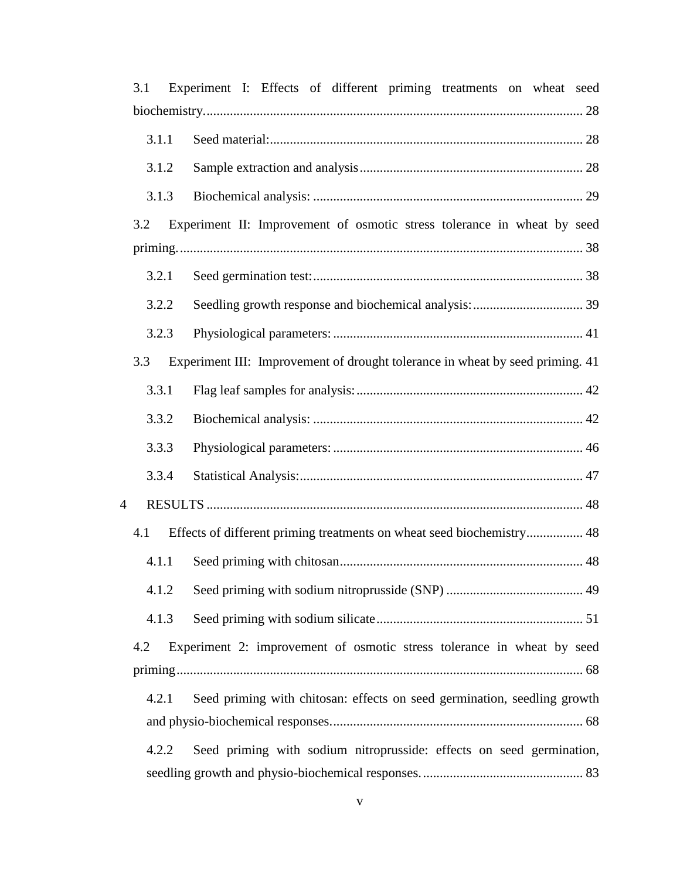3.1 Experiment I: Effects of different priming treatments on wheat seed biochemistry. 28

3.1.1 Seed material: 28

3.1.2 Sample extraction and analysis 28

3.1.3 Biochemical analysis: 29

3.2 Experiment II: Improvement of osmotic stress tolerance in wheat by seed priming. 38

3.2.1 Seed germination test: 38

3.2.2 Seedling growth response and biochemical analysis: 39

3.2.3 Physiological parameters: 41

3.3 Experiment III: Improvement of drought tolerance in wheat by seed priming. 41

3.3.1 Flag leaf samples for analysis: 42

3.3.2 Biochemical analysis: 42

3.3.3 Physiological parameters: 46

3.3.4 Statistical Analysis: 47

4 RESULTS 48

4.1 Effects of different priming treatments on wheat seed biochemistry 48

4.1.1 Seed priming with chitosan 48

4.1.2 Seed priming with sodium nitroprusside (SNP) 49

4.1.3 Seed priming with sodium silicate 51

4.2 Experiment 2: improvement of osmotic stress tolerance in wheat by seed priming 68

4.2.1 Seed priming with chitosan: effects on seed germination, seedling growth and physio-biochemical responses. 68

4.2.2 Seed priming with sodium nitroprusside: effects on seed germination, seedling growth and physio-biochemical responses. 83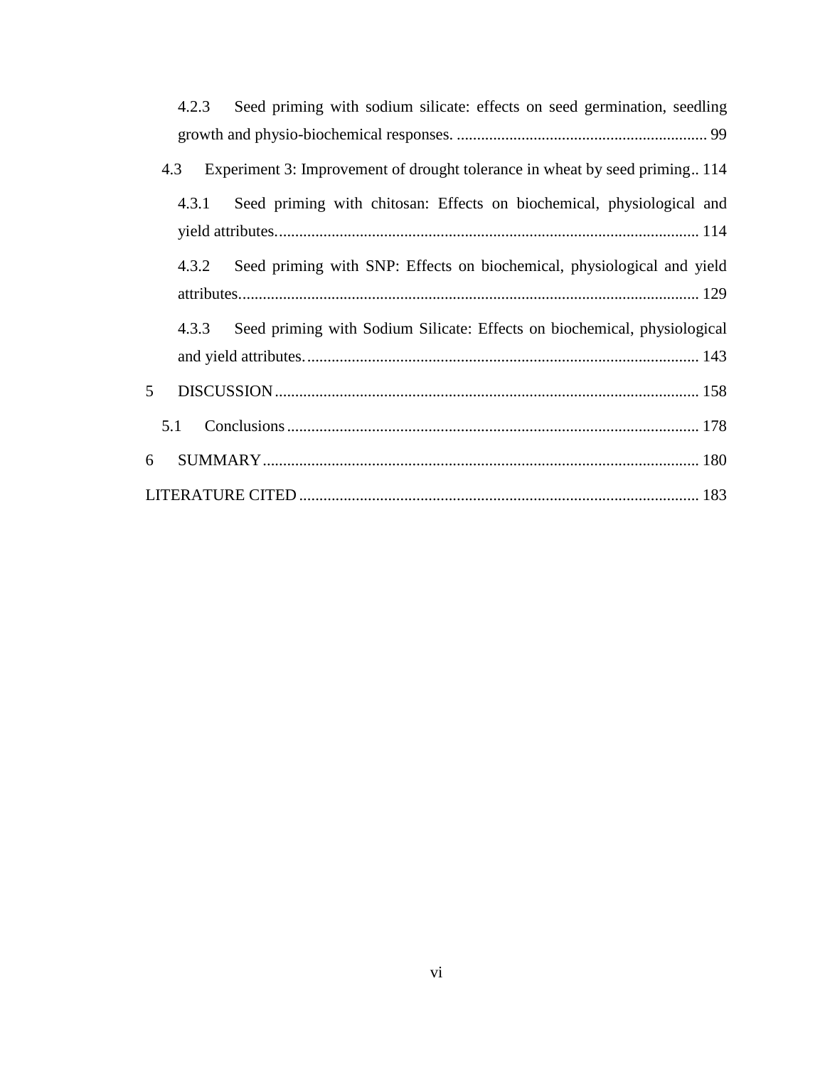4.2.3 Seed priming with sodium silicate: effects on seed germination, seedling growth and physio-biochemical responses. .............................................................. 99

4.3 Experiment 3: Improvement of drought tolerance in wheat by seed priming.. 114

4.3.1 Seed priming with chitosan: Effects on biochemical, physiological and yield attributes......................................................................................................... 114

4.3.2 Seed priming with SNP: Effects on biochemical, physiological and yield attributes................................................................................................................. 129

4.3.3 Seed priming with Sodium Silicate: Effects on biochemical, physiological and yield attributes................................................................................................. 143

5 DISCUSSION........................................................................................................ 158

5.1 Conclusions..................................................................................................... 178

6 SUMMARY........................................................................................................... 180

LITERATURE CITED.................................................................................................. 183